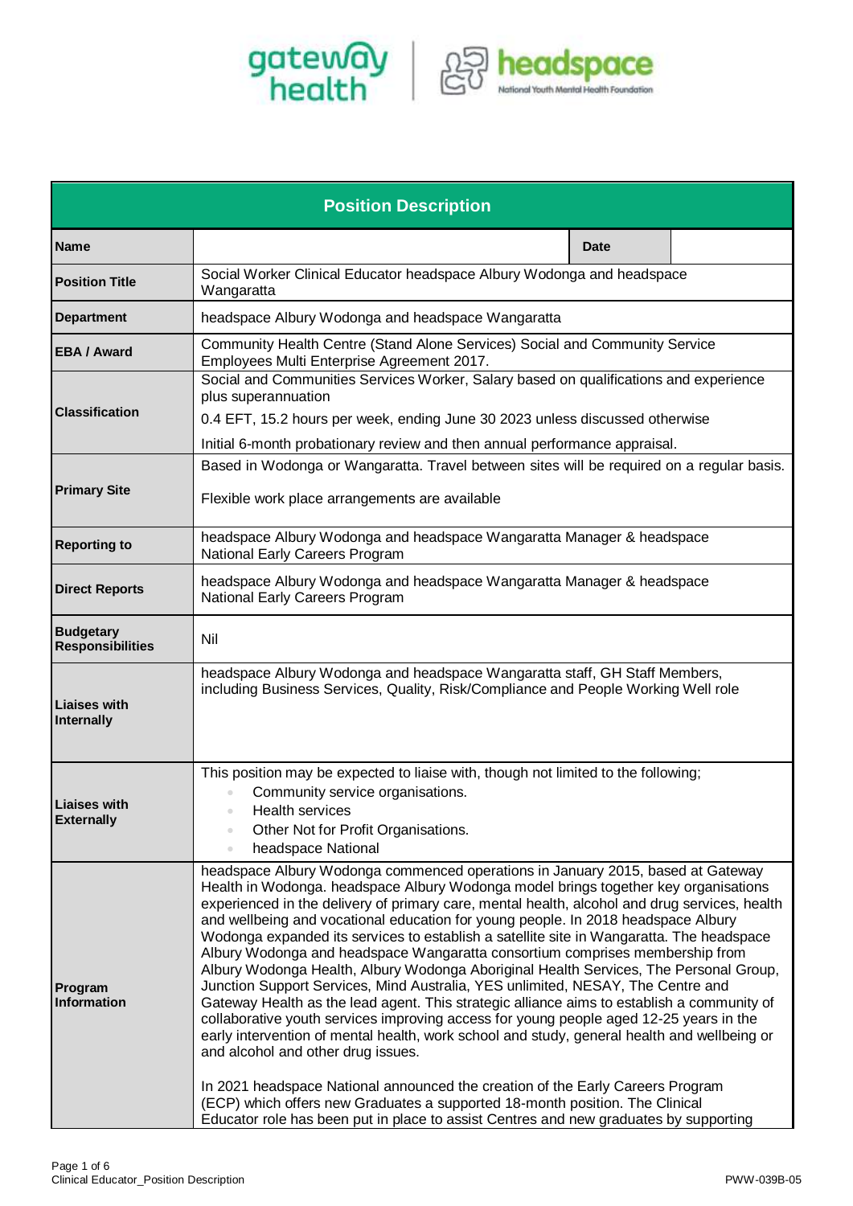| Position Description | | | |
|---|---|---|---|
| **Name** | | **Date** | |
| **Position Title** | Social Worker Clinical Educator headspace Albury Wodonga and headspace Wangaratta | | |
| **Department** | headspace Albury Wodonga and headspace Wangaratta | | |
| **EBA / Award** | Community Health Centre (Stand Alone Services) Social and Community Service Employees Multi Enterprise Agreement 2017. | | |
| **Classification** | Social and Communities Services Worker, Salary based on qualifications and experience plus superannuation<br><br>0.4 EFT, 15.2 hours per week, ending June 30 2023 unless discussed otherwise<br><br>Initial 6-month probationary review and then annual performance appraisal. | | |
| **Primary Site** | Based in Wodonga or Wangaratta. Travel between sites will be required on a regular basis.<br><br>Flexible work place arrangements are available | | |
| **Reporting to** | headspace Albury Wodonga and headspace Wangaratta Manager & headspace National Early Careers Program | | |
| **Direct Reports** | headspace Albury Wodonga and headspace Wangaratta Manager & headspace National Early Careers Program | | |
| **Budgetary Responsibilities** | Nil | | |
| **Liaises with Internally** | headspace Albury Wodonga and headspace Wangaratta staff, GH Staff Members, including Business Services, Quality, Risk/Compliance and People Working Well role | | |
| **Liaises with Externally** | This position may be expected to liaise with, though not limited to the following;<br>• Community service organisations.<br>• Health services<br>• Other Not for Profit Organisations.<br>• headspace National | | |
| **Program Information** | headspace Albury Wodonga commenced operations in January 2015, based at Gateway Health in Wodonga. headspace Albury Wodonga model brings together key organisations experienced in the delivery of primary care, mental health, alcohol and drug services, health and wellbeing and vocational education for young people. In 2018 headspace Albury Wodonga expanded its services to establish a satellite site in Wangaratta. The headspace Albury Wodonga and headspace Wangaratta consortium comprises membership from Albury Wodonga Health, Albury Wodonga Aboriginal Health Services, The Personal Group, Junction Support Services, Mind Australia, YES unlimited, NESAY, The Centre and Gateway Health as the lead agent. This strategic alliance aims to establish a community of collaborative youth services improving access for young people aged 12-25 years in the early intervention of mental health, work school and study, general health and wellbeing or and alcohol and other drug issues.<br><br>In 2021 headspace National announced the creation of the Early Careers Program (ECP) which offers new Graduates a supported 18-month position. The Clinical Educator role has been put in place to assist Centres and new graduates by supporting | | |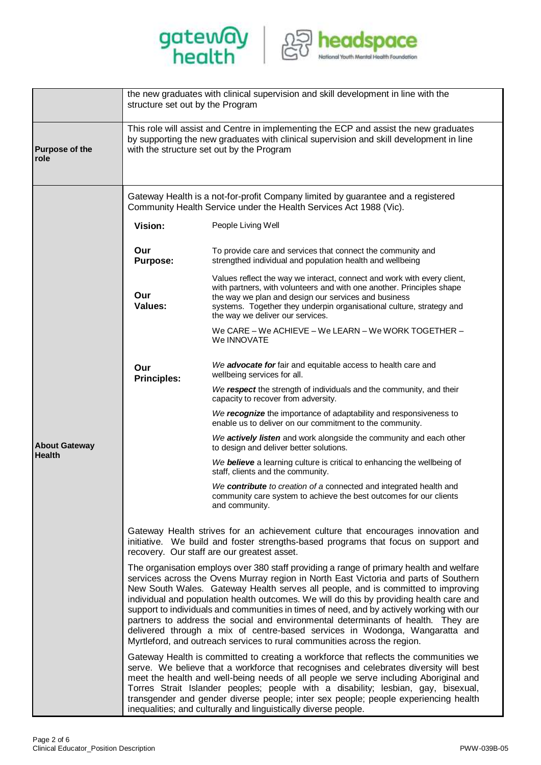| | |
|---|---|
| | the new graduates with clinical supervision and skill development in line with the structure set out by the Program |
| **Purpose of the role** | This role will assist and Centre in implementing the ECP and assist the new graduates by supporting the new graduates with clinical supervision and skill development in line with the structure set out by the Program |
| **About Gateway Health** | Gateway Health is a not-for-profit Company limited by guarantee and a registered Community Health Service under the Health Services Act 1988 (Vic).<br><br>**Vision:** People Living Well<br><br>**Our Purpose:** To provide care and services that connect the community and strengthed individual and population health and wellbeing<br><br>**Our Values:** Values reflect the way we interact, connect and work with every client, with partners, with volunteers and with one another. Principles shape the way we plan and design our services and business systems. Together they underpin organisational culture, strategy and the way we deliver our services.<br>We CARE – We ACHIEVE – We LEARN – We WORK TOGETHER – We INNOVATE<br><br>**Our Principles:**<br>*We **advocate for*** fair and equitable access to health care and wellbeing services for all.<br>*We **respect*** the strength of individuals and the community, and their capacity to recover from adversity.<br>*We **recognize*** the importance of adaptability and responsiveness to enable us to deliver on our commitment to the community.<br>*We **actively listen*** and work alongside the community and each other to design and deliver better solutions.<br>*We **believe*** a learning culture is critical to enhancing the wellbeing of staff, clients and the community.<br>*We **contribute** to creation of a* connected and integrated health and community care system to achieve the best outcomes for our clients and community.<br><br>Gateway Health strives for an achievement culture that encourages innovation and initiative. We build and foster strengths-based programs that focus on support and recovery. Our staff are our greatest asset.<br><br>The organisation employs over 380 staff providing a range of primary health and welfare services across the Ovens Murray region in North East Victoria and parts of Southern New South Wales. Gateway Health serves all people, and is committed to improving individual and population health outcomes. We will do this by providing health care and support to individuals and communities in times of need, and by actively working with our partners to address the social and environmental determinants of health. They are delivered through a mix of centre-based services in Wodonga, Wangaratta and Myrtleford, and outreach services to rural communities across the region.<br><br>Gateway Health is committed to creating a workforce that reflects the communities we serve. We believe that a workforce that recognises and celebrates diversity will best meet the health and well-being needs of all people we serve including Aboriginal and Torres Strait Islander peoples; people with a disability; lesbian, gay, bisexual, transgender and gender diverse people; inter sex people; people experiencing health inequalities; and culturally and linguistically diverse people. |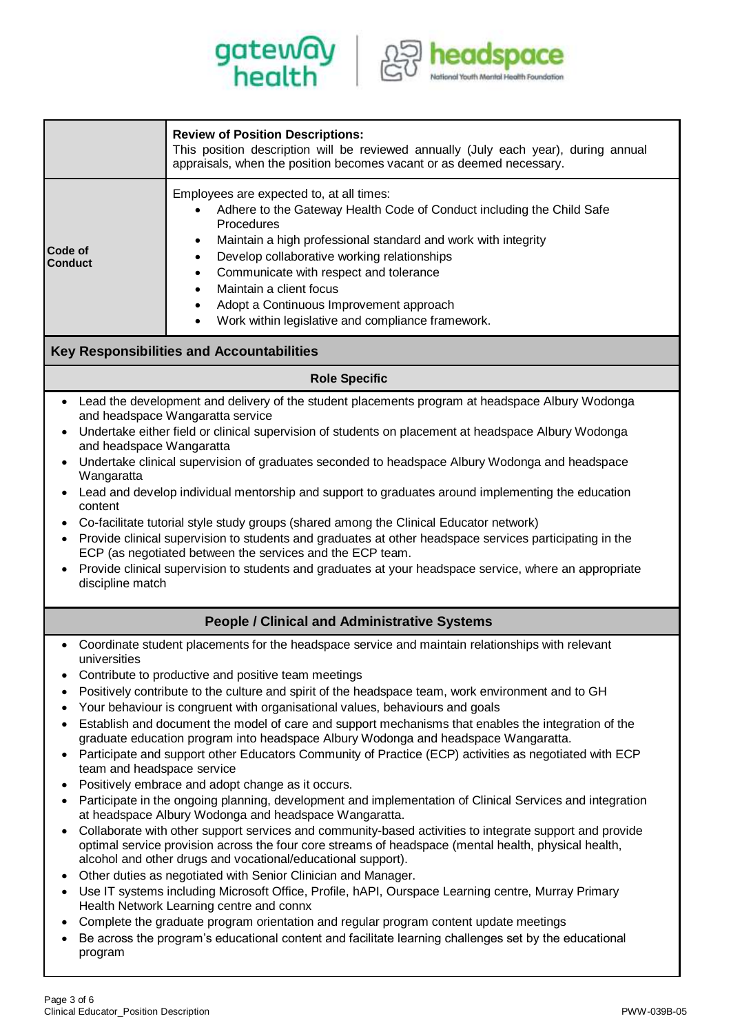| | |
|---|---|
| | **Review of Position Descriptions:**<br>This position description will be reviewed annually (July each year), during annual appraisals, when the position becomes vacant or as deemed necessary. |
| **Code of Conduct** | Employees are expected to, at all times:<br>• Adhere to the Gateway Health Code of Conduct including the Child Safe Procedures<br>• Maintain a high professional standard and work with integrity<br>• Develop collaborative working relationships<br>• Communicate with respect and tolerance<br>• Maintain a client focus<br>• Adopt a Continuous Improvement approach<br>• Work within legislative and compliance framework. |

## Key Responsibilities and Accountabilities

### Role Specific

- Lead the development and delivery of the student placements program at headspace Albury Wodonga and headspace Wangaratta service
- Undertake either field or clinical supervision of students on placement at headspace Albury Wodonga and headspace Wangaratta
- Undertake clinical supervision of graduates seconded to headspace Albury Wodonga and headspace Wangaratta
- Lead and develop individual mentorship and support to graduates around implementing the education content
- Co-facilitate tutorial style study groups (shared among the Clinical Educator network)
- Provide clinical supervision to students and graduates at other headspace services participating in the ECP (as negotiated between the services and the ECP team.
- Provide clinical supervision to students and graduates at your headspace service, where an appropriate discipline match

### People / Clinical and Administrative Systems

- Coordinate student placements for the headspace service and maintain relationships with relevant universities
- Contribute to productive and positive team meetings
- Positively contribute to the culture and spirit of the headspace team, work environment and to GH
- Your behaviour is congruent with organisational values, behaviours and goals
- Establish and document the model of care and support mechanisms that enables the integration of the graduate education program into headspace Albury Wodonga and headspace Wangaratta.
- Participate and support other Educators Community of Practice (ECP) activities as negotiated with ECP team and headspace service
- Positively embrace and adopt change as it occurs.
- Participate in the ongoing planning, development and implementation of Clinical Services and integration at headspace Albury Wodonga and headspace Wangaratta.
- Collaborate with other support services and community-based activities to integrate support and provide optimal service provision across the four core streams of headspace (mental health, physical health, alcohol and other drugs and vocational/educational support).
- Other duties as negotiated with Senior Clinician and Manager.
- Use IT systems including Microsoft Office, Profile, hAPI, Ourspace Learning centre, Murray Primary Health Network Learning centre and connx
- Complete the graduate program orientation and regular program content update meetings
- Be across the program's educational content and facilitate learning challenges set by the educational program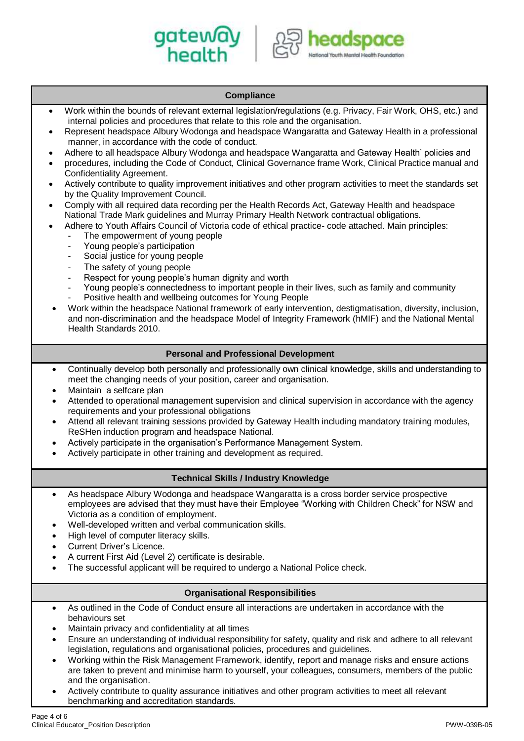## Compliance

- Work within the bounds of relevant external legislation/regulations (e.g. Privacy, Fair Work, OHS, etc.) and internal policies and procedures that relate to this role and the organisation.
- Represent headspace Albury Wodonga and headspace Wangaratta and Gateway Health in a professional manner, in accordance with the code of conduct.
- Adhere to all headspace Albury Wodonga and headspace Wangaratta and Gateway Health' policies and
- procedures, including the Code of Conduct, Clinical Governance frame Work, Clinical Practice manual and Confidentiality Agreement.
- Actively contribute to quality improvement initiatives and other program activities to meet the standards set by the Quality Improvement Council.
- Comply with all required data recording per the Health Records Act, Gateway Health and headspace National Trade Mark guidelines and Murray Primary Health Network contractual obligations.
- Adhere to Youth Affairs Council of Victoria code of ethical practice- code attached. Main principles:
  - The empowerment of young people
  - Young people's participation
  - Social justice for young people
  - The safety of young people
  - Respect for young people's human dignity and worth
  - Young people's connectedness to important people in their lives, such as family and community
  - Positive health and wellbeing outcomes for Young People
- Work within the headspace National framework of early intervention, destigmatisation, diversity, inclusion, and non-discrimination and the headspace Model of Integrity Framework (hMIF) and the National Mental Health Standards 2010.

## Personal and Professional Development

- Continually develop both personally and professionally own clinical knowledge, skills and understanding to meet the changing needs of your position, career and organisation.
- Maintain a selfcare plan
- Attended to operational management supervision and clinical supervision in accordance with the agency requirements and your professional obligations
- Attend all relevant training sessions provided by Gateway Health including mandatory training modules, ReSHen induction program and headspace National.
- Actively participate in the organisation's Performance Management System.
- Actively participate in other training and development as required.

## Technical Skills / Industry Knowledge

- As headspace Albury Wodonga and headspace Wangaratta is a cross border service prospective employees are advised that they must have their Employee "Working with Children Check" for NSW and Victoria as a condition of employment.
- Well-developed written and verbal communication skills.
- High level of computer literacy skills.
- Current Driver's Licence.
- A current First Aid (Level 2) certificate is desirable.
- The successful applicant will be required to undergo a National Police check.

## Organisational Responsibilities

- As outlined in the Code of Conduct ensure all interactions are undertaken in accordance with the behaviours set
- Maintain privacy and confidentiality at all times
- Ensure an understanding of individual responsibility for safety, quality and risk and adhere to all relevant legislation, regulations and organisational policies, procedures and guidelines.
- Working within the Risk Management Framework, identify, report and manage risks and ensure actions are taken to prevent and minimise harm to yourself, your colleagues, consumers, members of the public and the organisation.
- Actively contribute to quality assurance initiatives and other program activities to meet all relevant benchmarking and accreditation standards.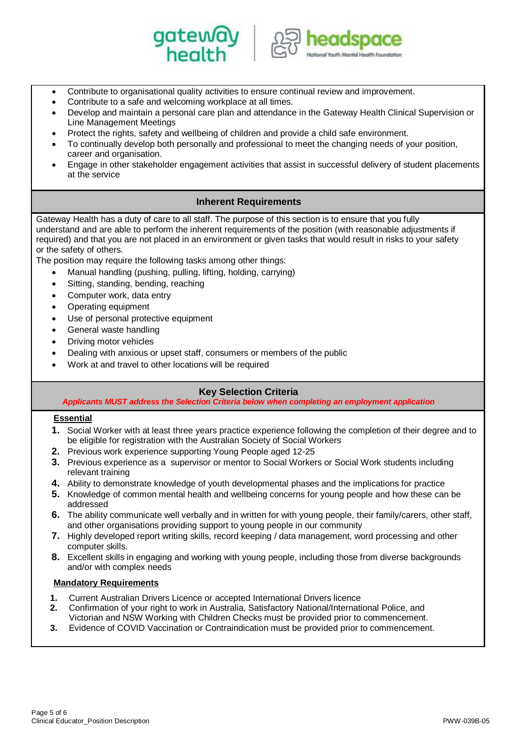- Contribute to organisational quality activities to ensure continual review and improvement.
- Contribute to a safe and welcoming workplace at all times.
- Develop and maintain a personal care plan and attendance in the Gateway Health Clinical Supervision or Line Management Meetings
- Protect the rights, safety and wellbeing of children and provide a child safe environment.
- To continually develop both personally and professional to meet the changing needs of your position, career and organisation.
- Engage in other stakeholder engagement activities that assist in successful delivery of student placements at the service

## Inherent Requirements

Gateway Health has a duty of care to all staff. The purpose of this section is to ensure that you fully understand and are able to perform the inherent requirements of the position (with reasonable adjustments if required) and that you are not placed in an environment or given tasks that would result in risks to your safety or the safety of others.

The position may require the following tasks among other things:

- Manual handling (pushing, pulling, lifting, holding, carrying)
- Sitting, standing, bending, reaching
- Computer work, data entry
- Operating equipment
- Use of personal protective equipment
- General waste handling
- Driving motor vehicles
- Dealing with anxious or upset staff, consumers or members of the public
- Work at and travel to other locations will be required

## Key Selection Criteria

***Applicants MUST address the Selection Criteria below when completing an employment application***

**Essential**

1. Social Worker with at least three years practice experience following the completion of their degree and to be eligible for registration with the Australian Society of Social Workers
2. Previous work experience supporting Young People aged 12-25
3. Previous experience as a supervisor or mentor to Social Workers or Social Work students including relevant training
4. Ability to demonstrate knowledge of youth developmental phases and the implications for practice
5. Knowledge of common mental health and wellbeing concerns for young people and how these can be addressed
6. The ability communicate well verbally and in written for with young people, their family/carers, other staff, and other organisations providing support to young people in our community
7. Highly developed report writing skills, record keeping / data management, word processing and other computer skills.
8. Excellent skills in engaging and working with young people, including those from diverse backgrounds and/or with complex needs

**Mandatory Requirements**

1. Current Australian Drivers Licence or accepted International Drivers licence
2. Confirmation of your right to work in Australia, Satisfactory National/International Police, and Victorian and NSW Working with Children Checks must be provided prior to commencement.
3. Evidence of COVID Vaccination or Contraindication must be provided prior to commencement.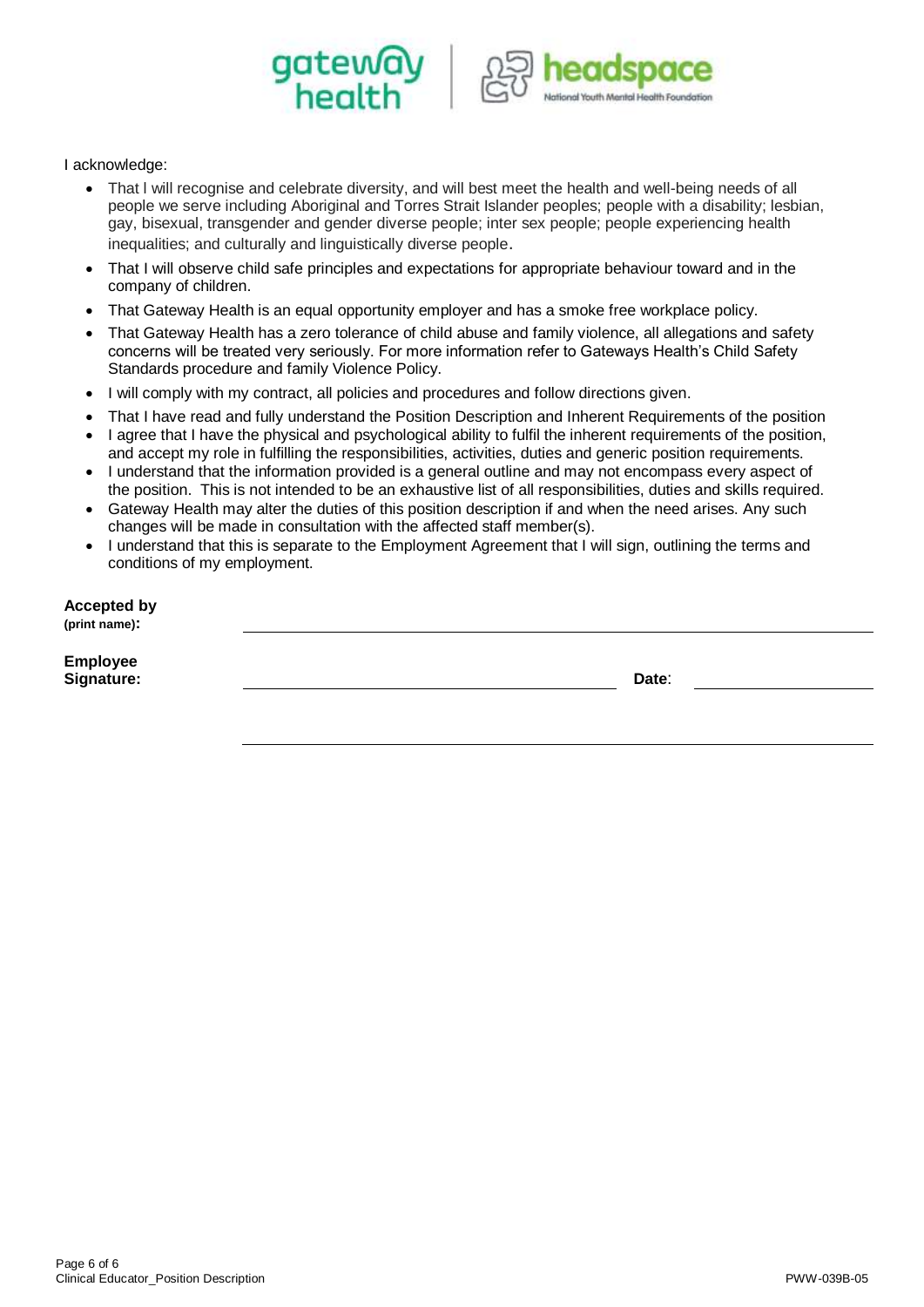I acknowledge:

- That I will recognise and celebrate diversity, and will best meet the health and well-being needs of all people we serve including Aboriginal and Torres Strait Islander peoples; people with a disability; lesbian, gay, bisexual, transgender and gender diverse people; inter sex people; people experiencing health inequalities; and culturally and linguistically diverse people.
- That I will observe child safe principles and expectations for appropriate behaviour toward and in the company of children.
- That Gateway Health is an equal opportunity employer and has a smoke free workplace policy.
- That Gateway Health has a zero tolerance of child abuse and family violence, all allegations and safety concerns will be treated very seriously. For more information refer to Gateways Health's Child Safety Standards procedure and family Violence Policy.
- I will comply with my contract, all policies and procedures and follow directions given.
- That I have read and fully understand the Position Description and Inherent Requirements of the position
- I agree that I have the physical and psychological ability to fulfil the inherent requirements of the position, and accept my role in fulfilling the responsibilities, activities, duties and generic position requirements.
- I understand that the information provided is a general outline and may not encompass every aspect of the position. This is not intended to be an exhaustive list of all responsibilities, duties and skills required.
- Gateway Health may alter the duties of this position description if and when the need arises. Any such changes will be made in consultation with the affected staff member(s).
- I understand that this is separate to the Employment Agreement that I will sign, outlining the terms and conditions of my employment.

**Accepted by (print name):** ______________________________

**Employee Signature:** ______________________________ **Date**: ______________

______________________________